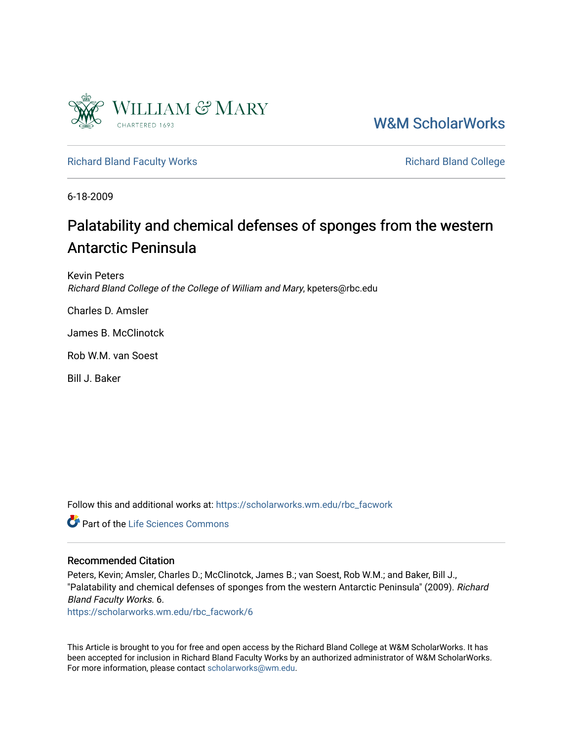William & Mary
CHARTERED 1693

W&M ScholarWorks

Richard Bland Faculty Works | Richard Bland College

6-18-2009

# Palatability and chemical defenses of sponges from the western Antarctic Peninsula

Kevin Peters
*Richard Bland College of the College of William and Mary*, kpeters@rbc.edu

Charles D. Amsler

James B. McClinotck

Rob W.M. van Soest

Bill J. Baker

Follow this and additional works at: https://scholarworks.wm.edu/rbc_facwork

Part of the Life Sciences Commons

## Recommended Citation

Peters, Kevin; Amsler, Charles D.; McClinotck, James B.; van Soest, Rob W.M.; and Baker, Bill J., "Palatability and chemical defenses of sponges from the western Antarctic Peninsula" (2009). *Richard Bland Faculty Works*. 6.
https://scholarworks.wm.edu/rbc_facwork/6

This Article is brought to you for free and open access by the Richard Bland College at W&M ScholarWorks. It has been accepted for inclusion in Richard Bland Faculty Works by an authorized administrator of W&M ScholarWorks. For more information, please contact scholarworks@wm.edu.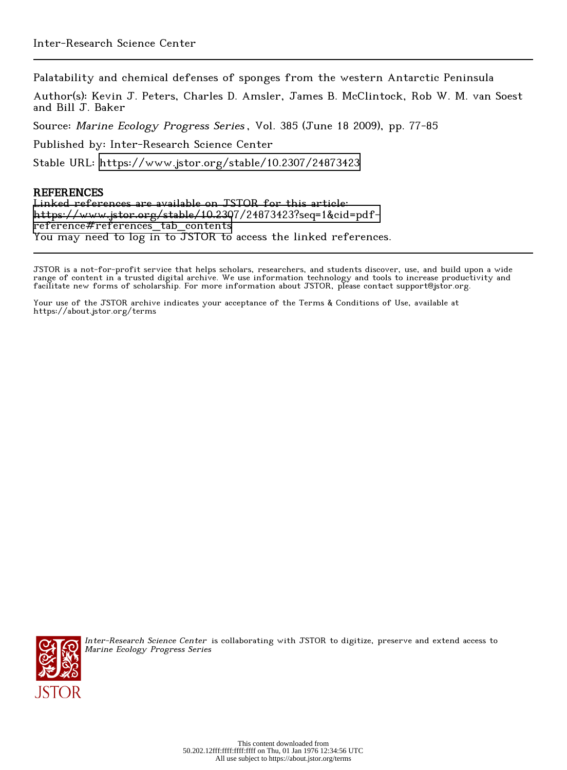Inter-Research Science Center

Palatability and chemical defenses of sponges from the western Antarctic Peninsula

Author(s): Kevin J. Peters, Charles D. Amsler, James B. McClintock, Rob W. M. van Soest and Bill J. Baker

Source: *Marine Ecology Progress Series*, Vol. 385 (June 18 2009), pp. 77-85

Published by: Inter-Research Science Center

Stable URL: https://www.jstor.org/stable/10.2307/24873423

## REFERENCES

Linked references are available on JSTOR for this article:
https://www.jstor.org/stable/10.2307/24873423?seq=1&cid=pdf-reference#references_tab_contents
You may need to log in to JSTOR to access the linked references.

JSTOR is a not-for-profit service that helps scholars, researchers, and students discover, use, and build upon a wide range of content in a trusted digital archive. We use information technology and tools to increase productivity and facilitate new forms of scholarship. For more information about JSTOR, please contact support@jstor.org.

Your use of the JSTOR archive indicates your acceptance of the Terms & Conditions of Use, available at https://about.jstor.org/terms

*Inter-Research Science Center* is collaborating with JSTOR to digitize, preserve and extend access to *Marine Ecology Progress Series*

This content downloaded from 50.202.12fff:ffff:ffff:ffff on Thu, 01 Jan 1976 12:34:56 UTC
All use subject to https://about.jstor.org/terms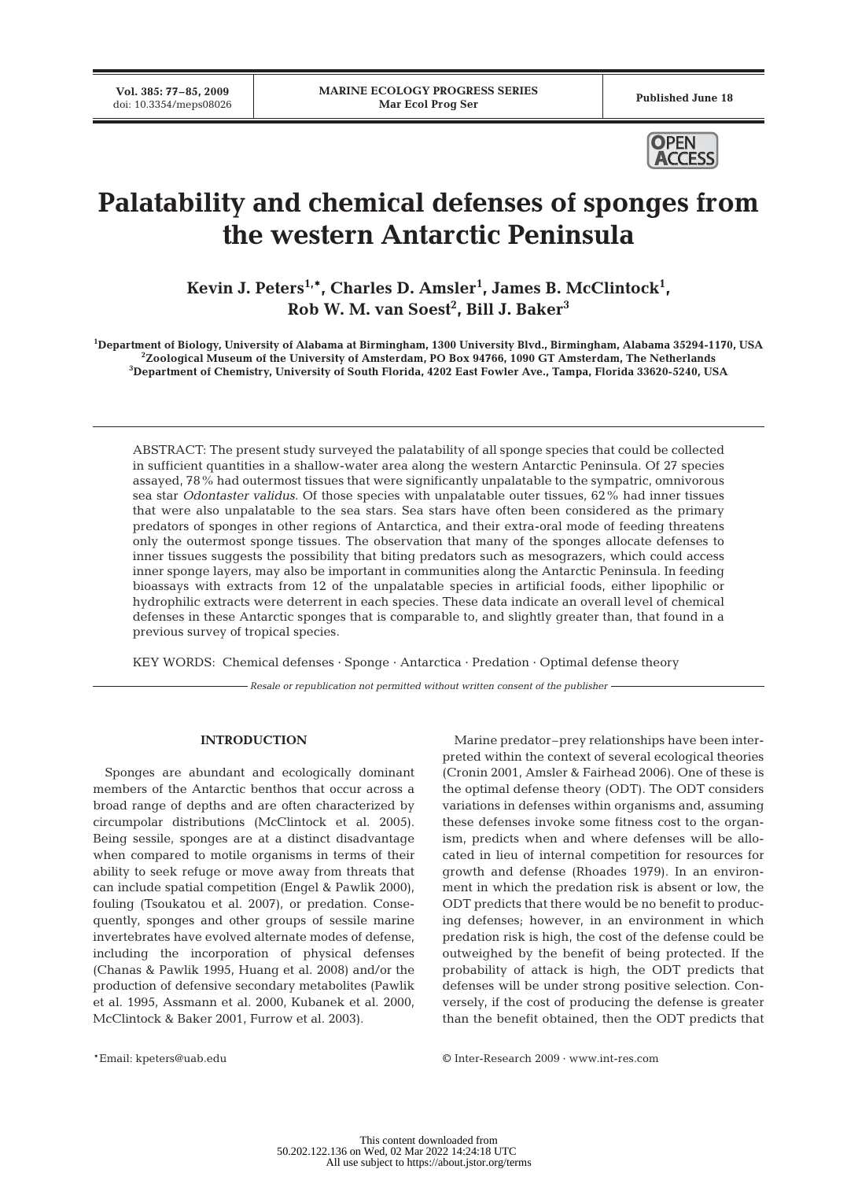# Palatability and chemical defenses of sponges from the western Antarctic Peninsula

**Kevin J. Peters[1,*], Charles D. Amsler[1], James B. McClintock[1], Rob W. M. van Soest[2], Bill J. Baker[3]**

[1]Department of Biology, University of Alabama at Birmingham, 1300 University Blvd., Birmingham, Alabama 35294-1170, USA
[2]Zoological Museum of the University of Amsterdam, PO Box 94766, 1090 GT Amsterdam, The Netherlands
[3]Department of Chemistry, University of South Florida, 4202 East Fowler Ave., Tampa, Florida 33620-5240, USA

ABSTRACT: The present study surveyed the palatability of all sponge species that could be collected in sufficient quantities in a shallow-water area along the western Antarctic Peninsula. Of 27 species assayed, 78% had outermost tissues that were significantly unpalatable to the sympatric, omnivorous sea star *Odontaster validus*. Of those species with unpalatable outer tissues, 62% had inner tissues that were also unpalatable to the sea stars. Sea stars have often been considered as the primary predators of sponges in other regions of Antarctica, and their extra-oral mode of feeding threatens only the outermost sponge tissues. The observation that many of the sponges allocate defenses to inner tissues suggests the possibility that biting predators such as mesograzers, which could access inner sponge layers, may also be important in communities along the Antarctic Peninsula. In feeding bioassays with extracts from 12 of the unpalatable species in artificial foods, either lipophilic or hydrophilic extracts were deterrent in each species. These data indicate an overall level of chemical defenses in these Antarctic sponges that is comparable to, and slightly greater than, that found in a previous survey of tropical species.

KEY WORDS: Chemical defenses · Sponge · Antarctica · Predation · Optimal defense theory

*Resale or republication not permitted without written consent of the publisher*

## INTRODUCTION

Sponges are abundant and ecologically dominant members of the Antarctic benthos that occur across a broad range of depths and are often characterized by circumpolar distributions (McClintock et al. 2005). Being sessile, sponges are at a distinct disadvantage when compared to motile organisms in terms of their ability to seek refuge or move away from threats that can include spatial competition (Engel & Pawlik 2000), fouling (Tsoukatou et al. 2007), or predation. Consequently, sponges and other groups of sessile marine invertebrates have evolved alternate modes of defense, including the incorporation of physical defenses (Chanas & Pawlik 1995, Huang et al. 2008) and/or the production of defensive secondary metabolites (Pawlik et al. 1995, Assmann et al. 2000, Kubanek et al. 2000, McClintock & Baker 2001, Furrow et al. 2003).

Marine predator–prey relationships have been interpreted within the context of several ecological theories (Cronin 2001, Amsler & Fairhead 2006). One of these is the optimal defense theory (ODT). The ODT considers variations in defenses within organisms and, assuming these defenses invoke some fitness cost to the organism, predicts when and where defenses will be allocated in lieu of internal competition for resources for growth and defense (Rhoades 1979). In an environment in which the predation risk is absent or low, the ODT predicts that there would be no benefit to producing defenses; however, in an environment in which predation risk is high, the cost of the defense could be outweighed by the benefit of being protected. If the probability of attack is high, the ODT predicts that defenses will be under strong positive selection. Conversely, if the cost of producing the defense is greater than the benefit obtained, then the ODT predicts that

*Email: kpeters@uab.edu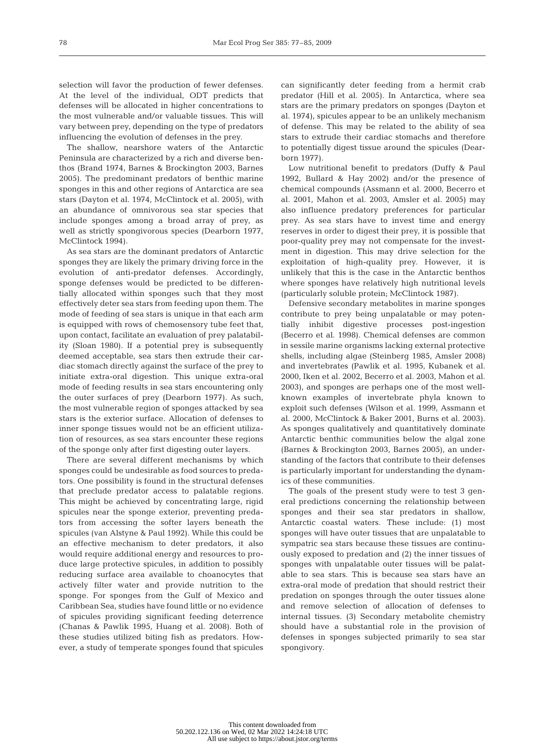selection will favor the production of fewer defenses. At the level of the individual, ODT predicts that defenses will be allocated in higher concentrations to the most vulnerable and/or valuable tissues. This will vary between prey, depending on the type of predators influencing the evolution of defenses in the prey.

The shallow, nearshore waters of the Antarctic Peninsula are characterized by a rich and diverse benthos (Brand 1974, Barnes & Brockington 2003, Barnes 2005). The predominant predators of benthic marine sponges in this and other regions of Antarctica are sea stars (Dayton et al. 1974, McClintock et al. 2005), with an abundance of omnivorous sea star species that include sponges among a broad array of prey, as well as strictly spongivorous species (Dearborn 1977, McClintock 1994).

As sea stars are the dominant predators of Antarctic sponges they are likely the primary driving force in the evolution of anti-predator defenses. Accordingly, sponge defenses would be predicted to be differentially allocated within sponges such that they most effectively deter sea stars from feeding upon them. The mode of feeding of sea stars is unique in that each arm is equipped with rows of chemosensory tube feet that, upon contact, facilitate an evaluation of prey palatability (Sloan 1980). If a potential prey is subsequently deemed acceptable, sea stars then extrude their cardiac stomach directly against the surface of the prey to initiate extra-oral digestion. This unique extra-oral mode of feeding results in sea stars encountering only the outer surfaces of prey (Dearborn 1977). As such, the most vulnerable region of sponges attacked by sea stars is the exterior surface. Allocation of defenses to inner sponge tissues would not be an efficient utilization of resources, as sea stars encounter these regions of the sponge only after first digesting outer layers.

There are several different mechanisms by which sponges could be undesirable as food sources to predators. One possibility is found in the structural defenses that preclude predator access to palatable regions. This might be achieved by concentrating large, rigid spicules near the sponge exterior, preventing predators from accessing the softer layers beneath the spicules (van Alstyne & Paul 1992). While this could be an effective mechanism to deter predators, it also would require additional energy and resources to produce large protective spicules, in addition to possibly reducing surface area available to choanocytes that actively filter water and provide nutrition to the sponge. For sponges from the Gulf of Mexico and Caribbean Sea, studies have found little or no evidence of spicules providing significant feeding deterrence (Chanas & Pawlik 1995, Huang et al. 2008). Both of these studies utilized biting fish as predators. However, a study of temperate sponges found that spicules can significantly deter feeding from a hermit crab predator (Hill et al. 2005). In Antarctica, where sea stars are the primary predators on sponges (Dayton et al. 1974), spicules appear to be an unlikely mechanism of defense. This may be related to the ability of sea stars to extrude their cardiac stomachs and therefore to potentially digest tissue around the spicules (Dearborn 1977).

Low nutritional benefit to predators (Duffy & Paul 1992, Bullard & Hay 2002) and/or the presence of chemical compounds (Assmann et al. 2000, Becerro et al. 2001, Mahon et al. 2003, Amsler et al. 2005) may also influence predatory preferences for particular prey. As sea stars have to invest time and energy reserves in order to digest their prey, it is possible that poor-quality prey may not compensate for the investment in digestion. This may drive selection for the exploitation of high-quality prey. However, it is unlikely that this is the case in the Antarctic benthos where sponges have relatively high nutritional levels (particularly soluble protein; McClintock 1987).

Defensive secondary metabolites in marine sponges contribute to prey being unpalatable or may potentially inhibit digestive processes post-ingestion (Becerro et al. 1998). Chemical defenses are common in sessile marine organisms lacking external protective shells, including algae (Steinberg 1985, Amsler 2008) and invertebrates (Pawlik et al. 1995, Kubanek et al. 2000, Iken et al. 2002, Becerro et al. 2003, Mahon et al. 2003), and sponges are perhaps one of the most well-known examples of invertebrate phyla known to exploit such defenses (Wilson et al. 1999, Assmann et al. 2000, McClintock & Baker 2001, Burns et al. 2003). As sponges qualitatively and quantitatively dominate Antarctic benthic communities below the algal zone (Barnes & Brockington 2003, Barnes 2005), an understanding of the factors that contribute to their defenses is particularly important for understanding the dynamics of these communities.

The goals of the present study were to test 3 general predictions concerning the relationship between sponges and their sea star predators in shallow, Antarctic coastal waters. These include: (1) most sponges will have outer tissues that are unpalatable to sympatric sea stars because these tissues are continuously exposed to predation and (2) the inner tissues of sponges with unpalatable outer tissues will be palatable to sea stars. This is because sea stars have an extra-oral mode of predation that should restrict their predation on sponges through the outer tissues alone and remove selection of allocation of defenses to internal tissues. (3) Secondary metabolite chemistry should have a substantial role in the provision of defenses in sponges subjected primarily to sea star spongivory.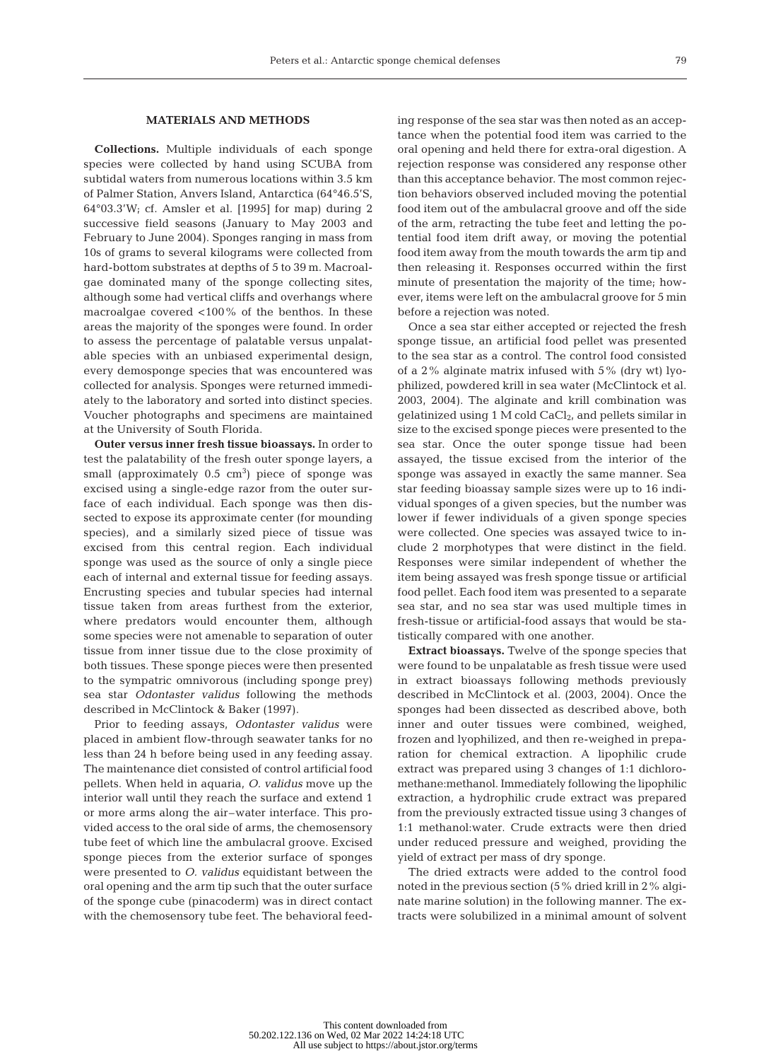## MATERIALS AND METHODS

**Collections.** Multiple individuals of each sponge species were collected by hand using SCUBA from subtidal waters from numerous locations within 3.5 km of Palmer Station, Anvers Island, Antarctica (64°46.5'S, 64°03.3'W; cf. Amsler et al. [1995] for map) during 2 successive field seasons (January to May 2003 and February to June 2004). Sponges ranging in mass from 10s of grams to several kilograms were collected from hard-bottom substrates at depths of 5 to 39 m. Macroalgae dominated many of the sponge collecting sites, although some had vertical cliffs and overhangs where macroalgae covered <100% of the benthos. In these areas the majority of the sponges were found. In order to assess the percentage of palatable versus unpalatable species with an unbiased experimental design, every demosponge species that was encountered was collected for analysis. Sponges were returned immediately to the laboratory and sorted into distinct species. Voucher photographs and specimens are maintained at the University of South Florida.

**Outer versus inner fresh tissue bioassays.** In order to test the palatability of the fresh outer sponge layers, a small (approximately 0.5 $cm^3$) piece of sponge was excised using a single-edge razor from the outer surface of each individual. Each sponge was then dissected to expose its approximate center (for mounding species), and a similarly sized piece of tissue was excised from this central region. Each individual sponge was used as the source of only a single piece each of internal and external tissue for feeding assays. Encrusting species and tubular species had internal tissue taken from areas furthest from the exterior, where predators would encounter them, although some species were not amenable to separation of outer tissue from inner tissue due to the close proximity of both tissues. These sponge pieces were then presented to the sympatric omnivorous (including sponge prey) sea star *Odontaster validus* following the methods described in McClintock & Baker (1997).

Prior to feeding assays, *Odontaster validus* were placed in ambient flow-through seawater tanks for no less than 24 h before being used in any feeding assay. The maintenance diet consisted of control artificial food pellets. When held in aquaria, *O. validus* move up the interior wall until they reach the surface and extend 1 or more arms along the air–water interface. This provided access to the oral side of arms, the chemosensory tube feet of which line the ambulacral groove. Excised sponge pieces from the exterior surface of sponges were presented to *O. validus* equidistant between the oral opening and the arm tip such that the outer surface of the sponge cube (pinacoderm) was in direct contact with the chemosensory tube feet. The behavioral feeding response of the sea star was then noted as an acceptance when the potential food item was carried to the oral opening and held there for extra-oral digestion. A rejection response was considered any response other than this acceptance behavior. The most common rejection behaviors observed included moving the potential food item out of the ambulacral groove and off the side of the arm, retracting the tube feet and letting the potential food item drift away, or moving the potential food item away from the mouth towards the arm tip and then releasing it. Responses occurred within the first minute of presentation the majority of the time; however, items were left on the ambulacral groove for 5 min before a rejection was noted.

Once a sea star either accepted or rejected the fresh sponge tissue, an artificial food pellet was presented to the sea star as a control. The control food consisted of a 2% alginate matrix infused with 5% (dry wt) lyophilized, powdered krill in sea water (McClintock et al. 2003, 2004). The alginate and krill combination was gelatinized using 1 M cold $CaCl_2$, and pellets similar in size to the excised sponge pieces were presented to the sea star. Once the outer sponge tissue had been assayed, the tissue excised from the interior of the sponge was assayed in exactly the same manner. Sea star feeding bioassay sample sizes were up to 16 individual sponges of a given species, but the number was lower if fewer individuals of a given sponge species were collected. One species was assayed twice to include 2 morphotypes that were distinct in the field. Responses were similar independent of whether the item being assayed was fresh sponge tissue or artificial food pellet. Each food item was presented to a separate sea star, and no sea star was used multiple times in fresh-tissue or artificial-food assays that would be statistically compared with one another.

**Extract bioassays.** Twelve of the sponge species that were found to be unpalatable as fresh tissue were used in extract bioassays following methods previously described in McClintock et al. (2003, 2004). Once the sponges had been dissected as described above, both inner and outer tissues were combined, weighed, frozen and lyophilized, and then re-weighed in preparation for chemical extraction. A lipophilic crude extract was prepared using 3 changes of 1:1 dichloromethane:methanol. Immediately following the lipophilic extraction, a hydrophilic crude extract was prepared from the previously extracted tissue using 3 changes of 1:1 methanol:water. Crude extracts were then dried under reduced pressure and weighed, providing the yield of extract per mass of dry sponge.

The dried extracts were added to the control food noted in the previous section (5% dried krill in 2% alginate marine solution) in the following manner. The extracts were solubilized in a minimal amount of solvent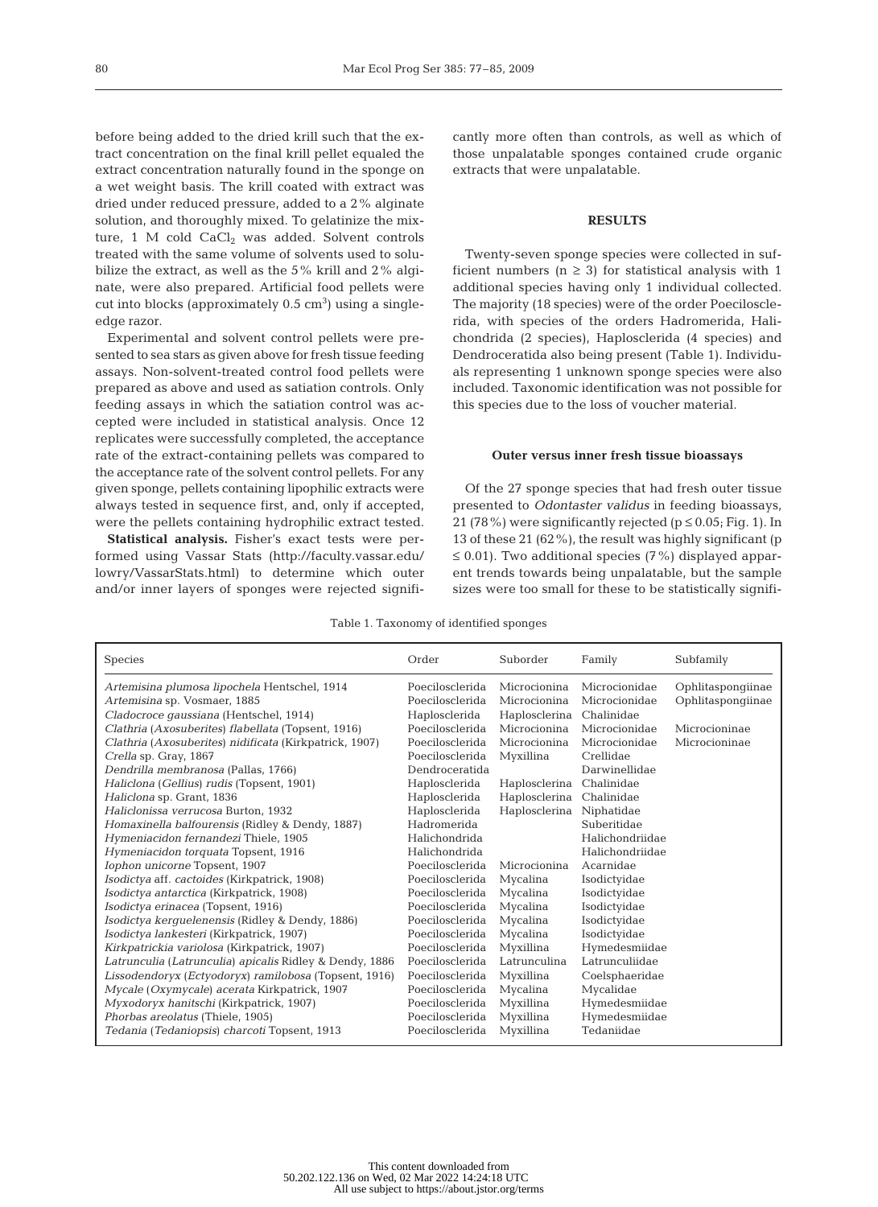before being added to the dried krill such that the extract concentration on the final krill pellet equaled the extract concentration naturally found in the sponge on a wet weight basis. The krill coated with extract was dried under reduced pressure, added to a 2% alginate solution, and thoroughly mixed. To gelatinize the mixture, 1 M cold $CaCl_2$ was added. Solvent controls treated with the same volume of solvents used to solubilize the extract, as well as the 5% krill and 2% alginate, were also prepared. Artificial food pellets were cut into blocks (approximately 0.5 $cm^3$) using a single-edge razor.

Experimental and solvent control pellets were presented to sea stars as given above for fresh tissue feeding assays. Non-solvent-treated control food pellets were prepared as above and used as satiation controls. Only feeding assays in which the satiation control was accepted were included in statistical analysis. Once 12 replicates were successfully completed, the acceptance rate of the extract-containing pellets was compared to the acceptance rate of the solvent control pellets. For any given sponge, pellets containing lipophilic extracts were always tested in sequence first, and, only if accepted, were the pellets containing hydrophilic extract tested.

**Statistical analysis.** Fisher's exact tests were performed using Vassar Stats (http://faculty.vassar.edu/lowry/VassarStats.html) to determine which outer and/or inner layers of sponges were rejected significantly more often than controls, as well as which of those unpalatable sponges contained crude organic extracts that were unpalatable.

## RESULTS

Twenty-seven sponge species were collected in sufficient numbers ($n \geq 3$) for statistical analysis with 1 additional species having only 1 individual collected. The majority (18 species) were of the order Poecilosclerida, with species of the orders Hadromerida, Halichondrida (2 species), Haplosclerida (4 species) and Dendroceratida also being present (Table 1). Individuals representing 1 unknown sponge species were also included. Taxonomic identification was not possible for this species due to the loss of voucher material.

### Outer versus inner fresh tissue bioassays

Of the 27 sponge species that had fresh outer tissue presented to *Odontaster validus* in feeding bioassays, 21 (78%) were significantly rejected ($p \leq 0.05$; Fig. 1). In 13 of these 21 (62%), the result was highly significant ($p \leq 0.01$). Two additional species (7%) displayed apparent trends towards being unpalatable, but the sample sizes were too small for these to be statistically signifi-

Table 1. Taxonomy of identified sponges

| Species | Order | Suborder | Family | Subfamily |
|---|---|---|---|---|
| *Artemisina plumosa lipochela* Hentschel, 1914 | Poecilosclerida | Microcionina | Microcionidae | Ophlitaspongiinae |
| *Artemisina* sp. Vosmaer, 1885 | Poecilosclerida | Microcionina | Microcionidae | Ophlitaspongiinae |
| *Cladocroce gaussiana* (Hentschel, 1914) | Haplosclerida | Haplosclerina | Chalinidae | |
| *Clathria* (*Axosuberites*) *flabellata* (Topsent, 1916) | Poecilosclerida | Microcionina | Microcionidae | Microcioninae |
| *Clathria* (*Axosuberites*) *nidificata* (Kirkpatrick, 1907) | Poecilosclerida | Microcionina | Microcionidae | Microcioninae |
| *Crella* sp. Gray, 1867 | Poecilosclerida | Myxillina | Crellidae | |
| *Dendrilla membranosa* (Pallas, 1766) | Dendroceratida | | Darwinellidae | |
| *Haliclona* (*Gellius*) *rudis* (Topsent, 1901) | Haplosclerida | Haplosclerina | Chalinidae | |
| *Haliclona* sp. Grant, 1836 | Haplosclerida | Haplosclerina | Chalinidae | |
| *Haliclonissa verrucosa* Burton, 1932 | Haplosclerida | Haplosclerina | Niphatidae | |
| *Homaxinella balfourensis* (Ridley & Dendy, 1887) | Hadromerida | | Suberitidae | |
| *Hymeniacidon fernandezi* Thiele, 1905 | Halichondrida | | Halichondriidae | |
| *Hymeniacidon torquata* Topsent, 1916 | Halichondrida | | Halichondriidae | |
| *Iophon unicorne* Topsent, 1907 | Poecilosclerida | Microcionina | Acarnidae | |
| *Isodictya* aff. *cactoides* (Kirkpatrick, 1908) | Poecilosclerida | Mycalina | Isodictyidae | |
| *Isodictya antarctica* (Kirkpatrick, 1908) | Poecilosclerida | Mycalina | Isodictyidae | |
| *Isodictya erinacea* (Topsent, 1916) | Poecilosclerida | Mycalina | Isodictyidae | |
| *Isodictya kerguelenensis* (Ridley & Dendy, 1886) | Poecilosclerida | Mycalina | Isodictyidae | |
| *Isodictya lankesteri* (Kirkpatrick, 1907) | Poecilosclerida | Mycalina | Isodictyidae | |
| *Kirkpatrickia variolosa* (Kirkpatrick, 1907) | Poecilosclerida | Myxillina | Hymedesmiidae | |
| *Latrunculia* (*Latrunculia*) *apicalis* Ridley & Dendy, 1886 | Poecilosclerida | Latrunculina | Latrunculiidae | |
| *Lissodendoryx* (*Ectyodoryx*) *ramilobosa* (Topsent, 1916) | Poecilosclerida | Myxillina | Coelsphaeridae | |
| *Mycale* (*Oxymycale*) *acerata* Kirkpatrick, 1907 | Poecilosclerida | Mycalina | Mycalidae | |
| *Myxodoryx hanitschi* (Kirkpatrick, 1907) | Poecilosclerida | Myxillina | Hymedesmiidae | |
| *Phorbas areolatus* (Thiele, 1905) | Poecilosclerida | Myxillina | Hymedesmiidae | |
| *Tedania* (*Tedaniopsis*) *charcoti* Topsent, 1913 | Poecilosclerida | Myxillina | Tedaniidae | |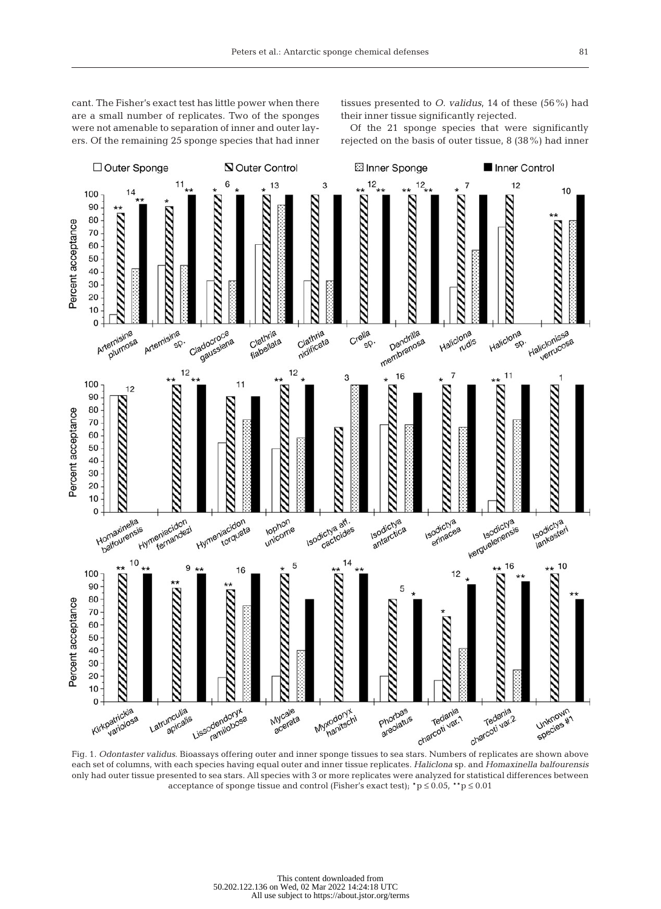cant. The Fisher's exact test has little power when there are a small number of replicates. Two of the sponges were not amenable to separation of inner and outer layers. Of the remaining 25 sponge species that had inner tissues presented to *O. validus*, 14 of these (56%) had their inner tissue significantly rejected.

Of the 21 sponge species that were significantly rejected on the basis of outer tissue, 8 (38%) had inner

Fig. 1. *Odontaster validus*. Bioassays offering outer and inner sponge tissues to sea stars. Numbers of replicates are shown above each set of columns, with each species having equal outer and inner tissue replicates. *Haliclona* sp. and *Homaxinella balfourensis* only had outer tissue presented to sea stars. All species with 3 or more replicates were analyzed for statistical differences between acceptance of sponge tissue and control (Fisher's exact test); *p ≤ 0.05, **p ≤ 0.01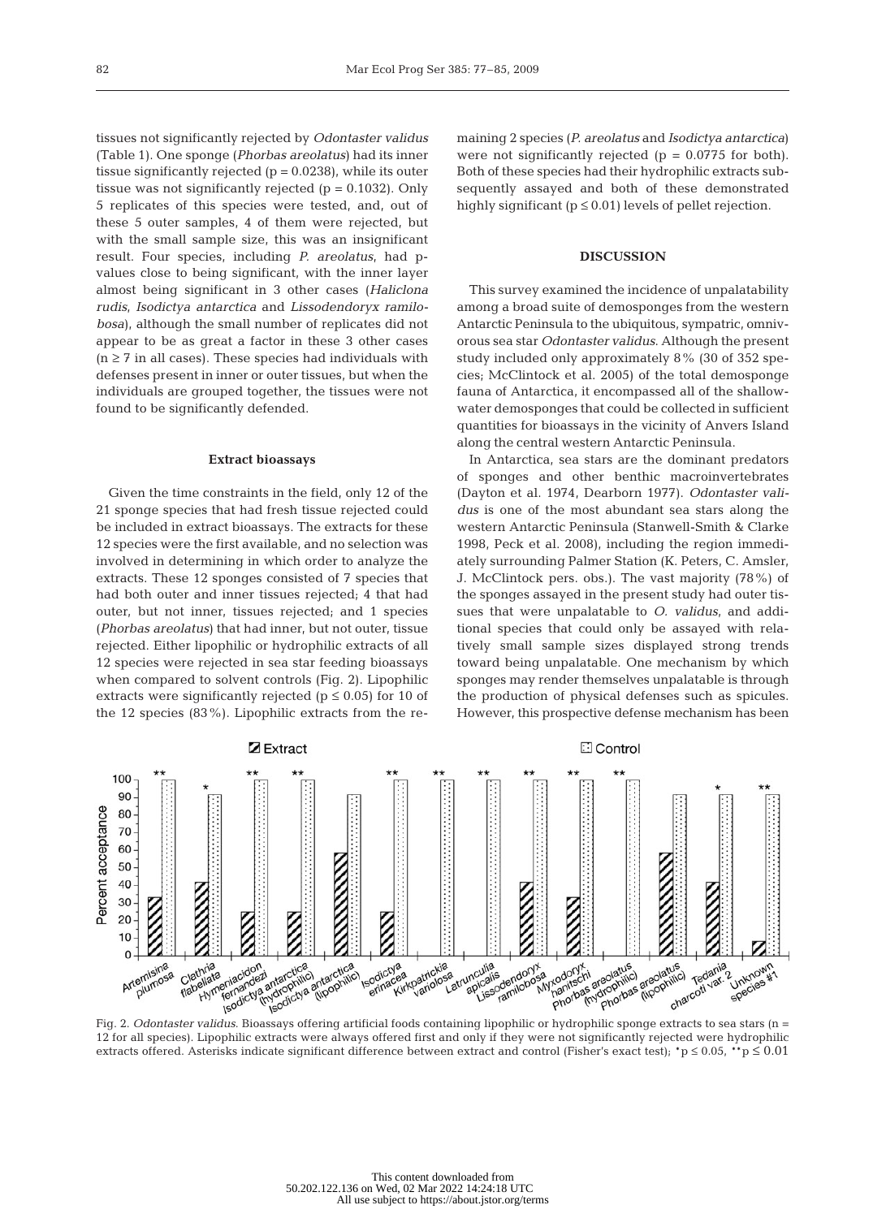tissues not significantly rejected by *Odontaster validus* (Table 1). One sponge (*Phorbas areolatus*) had its inner tissue significantly rejected ($p = 0.0238$), while its outer tissue was not significantly rejected ($p = 0.1032$). Only 5 replicates of this species were tested, and, out of these 5 outer samples, 4 of them were rejected, but with the small sample size, this was an insignificant result. Four species, including *P. areolatus*, had p-values close to being significant, with the inner layer almost being significant in 3 other cases (*Haliclona rudis*, *Isodictya antarctica* and *Lissodendoryx ramilobosa*), although the small number of replicates did not appear to be as great a factor in these 3 other cases ($n \geq 7$ in all cases). These species had individuals with defenses present in inner or outer tissues, but when the individuals are grouped together, the tissues were not found to be significantly defended.

### Extract bioassays

Given the time constraints in the field, only 12 of the 21 sponge species that had fresh tissue rejected could be included in extract bioassays. The extracts for these 12 species were the first available, and no selection was involved in determining in which order to analyze the extracts. These 12 sponges consisted of 7 species that had both outer and inner tissues rejected; 4 that had outer, but not inner, tissues rejected; and 1 species (*Phorbas areolatus*) that had inner, but not outer, tissue rejected. Either lipophilic or hydrophilic extracts of all 12 species were rejected in sea star feeding bioassays when compared to solvent controls (Fig. 2). Lipophilic extracts were significantly rejected ($p \leq 0.05$) for 10 of the 12 species (83%). Lipophilic extracts from the remaining 2 species (*P. areolatus* and *Isodictya antarctica*) were not significantly rejected ($p = 0.0775$ for both). Both of these species had their hydrophilic extracts subsequently assayed and both of these demonstrated highly significant ($p \leq 0.01$) levels of pellet rejection.

## DISCUSSION

This survey examined the incidence of unpalatability among a broad suite of demosponges from the western Antarctic Peninsula to the ubiquitous, sympatric, omnivorous sea star *Odontaster validus*. Although the present study included only approximately 8% (30 of 352 species; McClintock et al. 2005) of the total demosponge fauna of Antarctica, it encompassed all of the shallow-water demosponges that could be collected in sufficient quantities for bioassays in the vicinity of Anvers Island along the central western Antarctic Peninsula.

In Antarctica, sea stars are the dominant predators of sponges and other benthic macroinvertebrates (Dayton et al. 1974, Dearborn 1977). *Odontaster validus* is one of the most abundant sea stars along the western Antarctic Peninsula (Stanwell-Smith & Clarke 1998, Peck et al. 2008), including the region immediately surrounding Palmer Station (K. Peters, C. Amsler, J. McClintock pers. obs.). The vast majority (78%) of the sponges assayed in the present study had outer tissues that were unpalatable to *O. validus*, and additional species that could only be assayed with relatively small sample sizes displayed strong trends toward being unpalatable. One mechanism by which sponges may render themselves unpalatable is through the production of physical defenses such as spicules. However, this prospective defense mechanism has been

Fig. 2. *Odontaster validus*. Bioassays offering artificial foods containing lipophilic or hydrophilic sponge extracts to sea stars (n = 12 for all species). Lipophilic extracts were always offered first and only if they were not significantly rejected were hydrophilic extracts offered. Asterisks indicate significant difference between extract and control (Fisher's exact test); $^{*}p \leq 0.05$, $^{**}p \leq 0.01$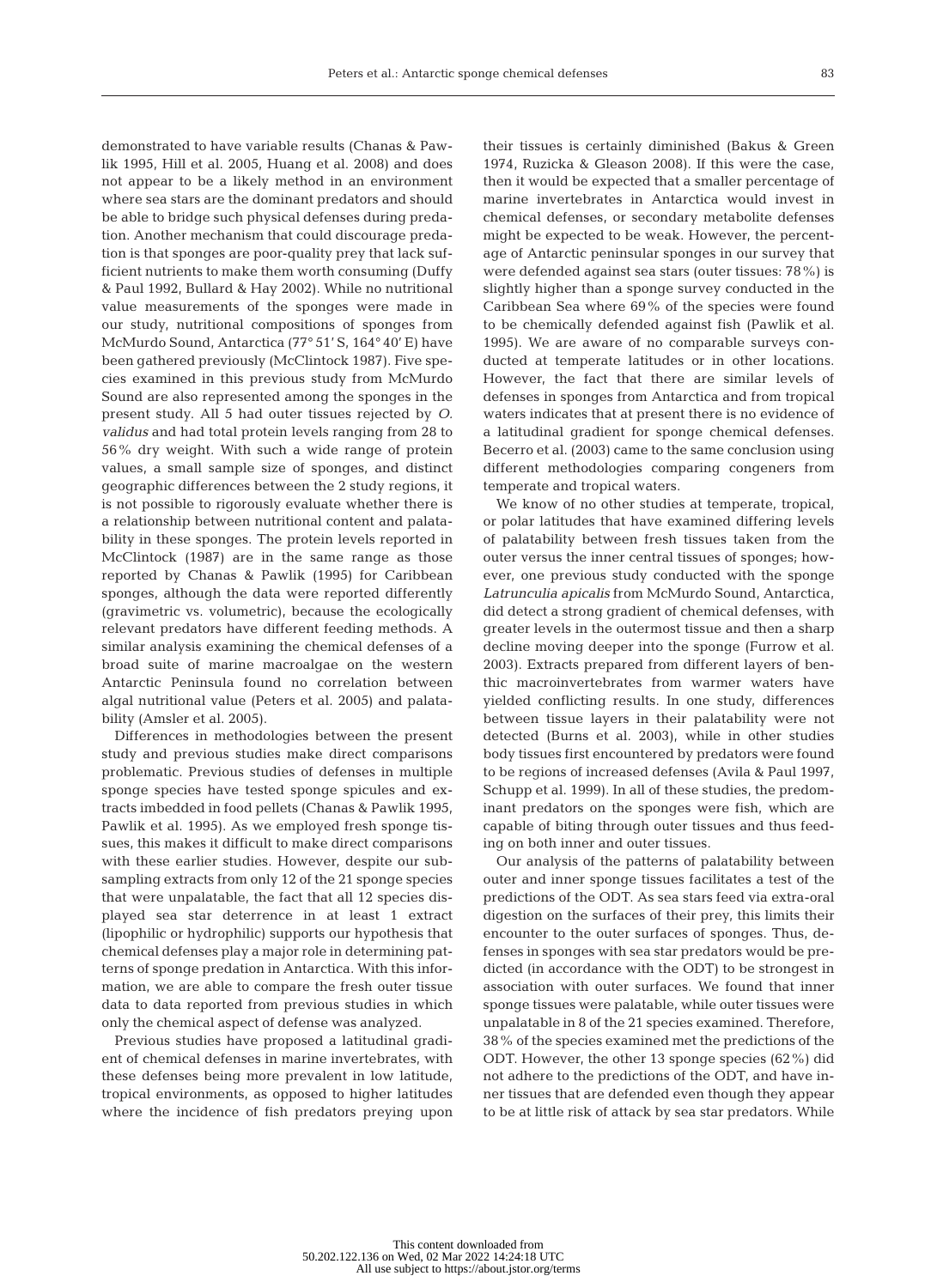demonstrated to have variable results (Chanas & Pawlik 1995, Hill et al. 2005, Huang et al. 2008) and does not appear to be a likely method in an environment where sea stars are the dominant predators and should be able to bridge such physical defenses during predation. Another mechanism that could discourage predation is that sponges are poor-quality prey that lack sufficient nutrients to make them worth consuming (Duffy & Paul 1992, Bullard & Hay 2002). While no nutritional value measurements of the sponges were made in our study, nutritional compositions of sponges from McMurdo Sound, Antarctica (77° 51′ S, 164° 40′ E) have been gathered previously (McClintock 1987). Five species examined in this previous study from McMurdo Sound are also represented among the sponges in the present study. All 5 had outer tissues rejected by *O. validus* and had total protein levels ranging from 28 to 56% dry weight. With such a wide range of protein values, a small sample size of sponges, and distinct geographic differences between the 2 study regions, it is not possible to rigorously evaluate whether there is a relationship between nutritional content and palatability in these sponges. The protein levels reported in McClintock (1987) are in the same range as those reported by Chanas & Pawlik (1995) for Caribbean sponges, although the data were reported differently (gravimetric vs. volumetric), because the ecologically relevant predators have different feeding methods. A similar analysis examining the chemical defenses of a broad suite of marine macroalgae on the western Antarctic Peninsula found no correlation between algal nutritional value (Peters et al. 2005) and palatability (Amsler et al. 2005).

Differences in methodologies between the present study and previous studies make direct comparisons problematic. Previous studies of defenses in multiple sponge species have tested sponge spicules and extracts imbedded in food pellets (Chanas & Pawlik 1995, Pawlik et al. 1995). As we employed fresh sponge tissues, this makes it difficult to make direct comparisons with these earlier studies. However, despite our subsampling extracts from only 12 of the 21 sponge species that were unpalatable, the fact that all 12 species displayed sea star deterrence in at least 1 extract (lipophilic or hydrophilic) supports our hypothesis that chemical defenses play a major role in determining patterns of sponge predation in Antarctica. With this information, we are able to compare the fresh outer tissue data to data reported from previous studies in which only the chemical aspect of defense was analyzed.

Previous studies have proposed a latitudinal gradient of chemical defenses in marine invertebrates, with these defenses being more prevalent in low latitude, tropical environments, as opposed to higher latitudes where the incidence of fish predators preying upon their tissues is certainly diminished (Bakus & Green 1974, Ruzicka & Gleason 2008). If this were the case, then it would be expected that a smaller percentage of marine invertebrates in Antarctica would invest in chemical defenses, or secondary metabolite defenses might be expected to be weak. However, the percentage of Antarctic peninsular sponges in our survey that were defended against sea stars (outer tissues: 78%) is slightly higher than a sponge survey conducted in the Caribbean Sea where 69% of the species were found to be chemically defended against fish (Pawlik et al. 1995). We are aware of no comparable surveys conducted at temperate latitudes or in other locations. However, the fact that there are similar levels of defenses in sponges from Antarctica and from tropical waters indicates that at present there is no evidence of a latitudinal gradient for sponge chemical defenses. Becerro et al. (2003) came to the same conclusion using different methodologies comparing congeners from temperate and tropical waters.

We know of no other studies at temperate, tropical, or polar latitudes that have examined differing levels of palatability between fresh tissues taken from the outer versus the inner central tissues of sponges; however, one previous study conducted with the sponge *Latrunculia apicalis* from McMurdo Sound, Antarctica, did detect a strong gradient of chemical defenses, with greater levels in the outermost tissue and then a sharp decline moving deeper into the sponge (Furrow et al. 2003). Extracts prepared from different layers of benthic macroinvertebrates from warmer waters have yielded conflicting results. In one study, differences between tissue layers in their palatability were not detected (Burns et al. 2003), while in other studies body tissues first encountered by predators were found to be regions of increased defenses (Avila & Paul 1997, Schupp et al. 1999). In all of these studies, the predominant predators on the sponges were fish, which are capable of biting through outer tissues and thus feeding on both inner and outer tissues.

Our analysis of the patterns of palatability between outer and inner sponge tissues facilitates a test of the predictions of the ODT. As sea stars feed via extra-oral digestion on the surfaces of their prey, this limits their encounter to the outer surfaces of sponges. Thus, defenses in sponges with sea star predators would be predicted (in accordance with the ODT) to be strongest in association with outer surfaces. We found that inner sponge tissues were palatable, while outer tissues were unpalatable in 8 of the 21 species examined. Therefore, 38% of the species examined met the predictions of the ODT. However, the other 13 sponge species (62%) did not adhere to the predictions of the ODT, and have inner tissues that are defended even though they appear to be at little risk of attack by sea star predators. While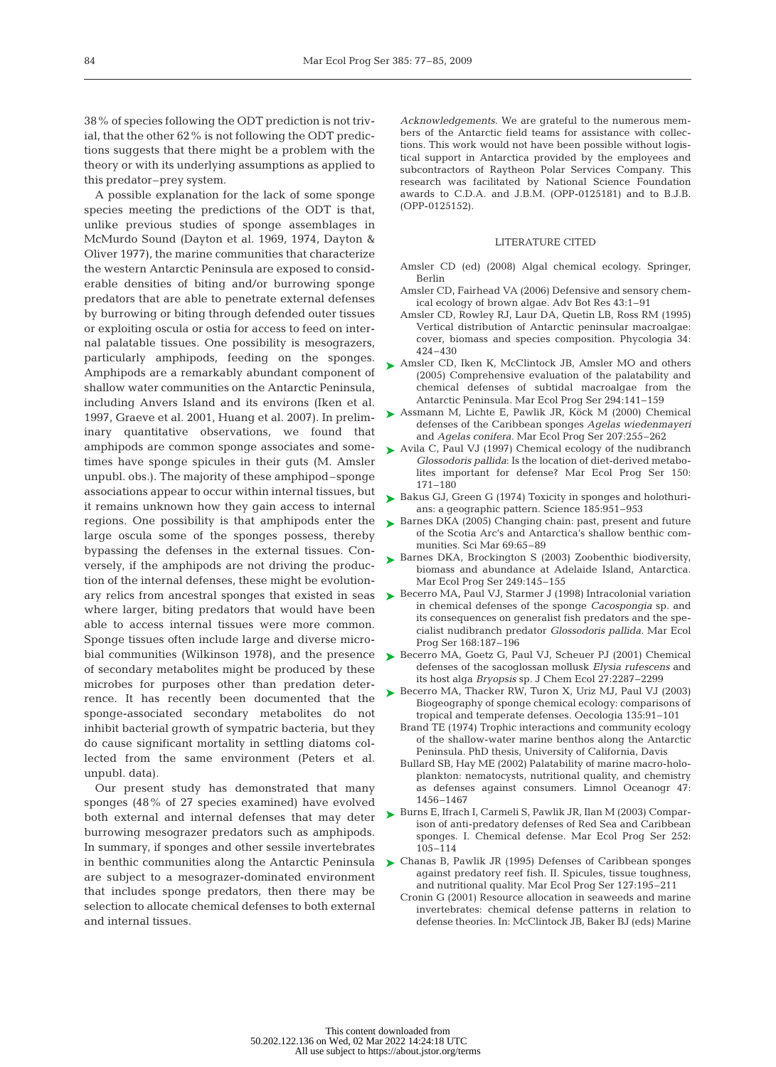38% of species following the ODT prediction is not trivial, that the other 62% is not following the ODT predictions suggests that there might be a problem with the theory or with its underlying assumptions as applied to this predator–prey system.

A possible explanation for the lack of some sponge species meeting the predictions of the ODT is that, unlike previous studies of sponge assemblages in McMurdo Sound (Dayton et al. 1969, 1974, Dayton & Oliver 1977), the marine communities that characterize the western Antarctic Peninsula are exposed to considerable densities of biting and/or burrowing sponge predators that are able to penetrate external defenses by burrowing or biting through defended outer tissues or exploiting oscula or ostia for access to feed on internal palatable tissues. One possibility is mesograzers, particularly amphipods, feeding on the sponges. Amphipods are a remarkably abundant component of shallow water communities on the Antarctic Peninsula, including Anvers Island and its environs (Iken et al. 1997, Graeve et al. 2001, Huang et al. 2007). In preliminary quantitative observations, we found that amphipods are common sponge associates and sometimes have sponge spicules in their guts (M. Amsler unpubl. obs.). The majority of these amphipod–sponge associations appear to occur within internal tissues, but it remains unknown how they gain access to internal regions. One possibility is that amphipods enter the large oscula some of the sponges possess, thereby bypassing the defenses in the external tissues. Conversely, if the amphipods are not driving the production of the internal defenses, these might be evolutionary relics from ancestral sponges that existed in seas where larger, biting predators that would have been able to access internal tissues were more common. Sponge tissues often include large and diverse microbial communities (Wilkinson 1978), and the presence of secondary metabolites might be produced by these microbes for purposes other than predation deterrence. It has recently been documented that the sponge-associated secondary metabolites do not inhibit bacterial growth of sympatric bacteria, but they do cause significant mortality in settling diatoms collected from the same environment (Peters et al. unpubl. data).

Our present study has demonstrated that many sponges (48% of 27 species examined) have evolved both external and internal defenses that may deter burrowing mesograzer predators such as amphipods. In summary, if sponges and other sessile invertebrates in benthic communities along the Antarctic Peninsula are subject to a mesograzer-dominated environment that includes sponge predators, then there may be selection to allocate chemical defenses to both external and internal tissues.

*Acknowledgements.* We are grateful to the numerous members of the Antarctic field teams for assistance with collections. This work would not have been possible without logistical support in Antarctica provided by the employees and subcontractors of Raytheon Polar Services Company. This research was facilitated by National Science Foundation awards to C.D.A. and J.B.M. (OPP-0125181) and to B.J.B. (OPP-0125152).

## LITERATURE CITED

- Amsler CD (ed) (2008) Algal chemical ecology. Springer, Berlin
- Amsler CD, Fairhead VA (2006) Defensive and sensory chemical ecology of brown algae. Adv Bot Res 43:1–91
- Amsler CD, Rowley RJ, Laur DA, Quetin LB, Ross RM (1995) Vertical distribution of Antarctic peninsular macroalgae: cover, biomass and species composition. Phycologia 34: 424–430
- Amsler CD, Iken K, McClintock JB, Amsler MO and others (2005) Comprehensive evaluation of the palatability and chemical defenses of subtidal macroalgae from the Antarctic Peninsula. Mar Ecol Prog Ser 294:141–159
- Assmann M, Lichte E, Pawlik JR, Köck M (2000) Chemical defenses of the Caribbean sponges *Agelas wiedenmayeri* and *Agelas conifera*. Mar Ecol Prog Ser 207:255–262
- Avila C, Paul VJ (1997) Chemical ecology of the nudibranch *Glossodoris pallida*: Is the location of diet-derived metabolites important for defense? Mar Ecol Prog Ser 150: 171–180
- Bakus GJ, Green G (1974) Toxicity in sponges and holothurians: a geographic pattern. Science 185:951–953
- Barnes DKA (2005) Changing chain: past, present and future of the Scotia Arc's and Antarctica's shallow benthic communities. Sci Mar 69:65–89
- Barnes DKA, Brockington S (2003) Zoobenthic biodiversity, biomass and abundance at Adelaide Island, Antarctica. Mar Ecol Prog Ser 249:145–155
- Becerro MA, Paul VJ, Starmer J (1998) Intracolonial variation in chemical defenses of the sponge *Cacospongia* sp. and its consequences on generalist fish predators and the specialist nudibranch predator *Glossodoris pallida*. Mar Ecol Prog Ser 168:187–196
- Becerro MA, Goetz G, Paul VJ, Scheuer PJ (2001) Chemical defenses of the sacoglossan mollusk *Elysia rufescens* and its host alga *Bryopsis* sp. J Chem Ecol 27:2287–2299
- Becerro MA, Thacker RW, Turon X, Uriz MJ, Paul VJ (2003) Biogeography of sponge chemical ecology: comparisons of tropical and temperate defenses. Oecologia 135:91–101
- Brand TE (1974) Trophic interactions and community ecology of the shallow-water marine benthos along the Antarctic Peninsula. PhD thesis, University of California, Davis
- Bullard SB, Hay ME (2002) Palatability of marine macro-holoplankton: nematocysts, nutritional quality, and chemistry as defenses against consumers. Limnol Oceanogr 47: 1456–1467
- Burns E, Ifrach I, Carmeli S, Pawlik JR, Ilan M (2003) Comparison of anti-predatory defenses of Red Sea and Caribbean sponges. I. Chemical defense. Mar Ecol Prog Ser 252: 105–114
- Chanas B, Pawlik JR (1995) Defenses of Caribbean sponges against predatory reef fish. II. Spicules, tissue toughness, and nutritional quality. Mar Ecol Prog Ser 127:195–211
- Cronin G (2001) Resource allocation in seaweeds and marine invertebrates: chemical defense patterns in relation to defense theories. In: McClintock JB, Baker BJ (eds) Marine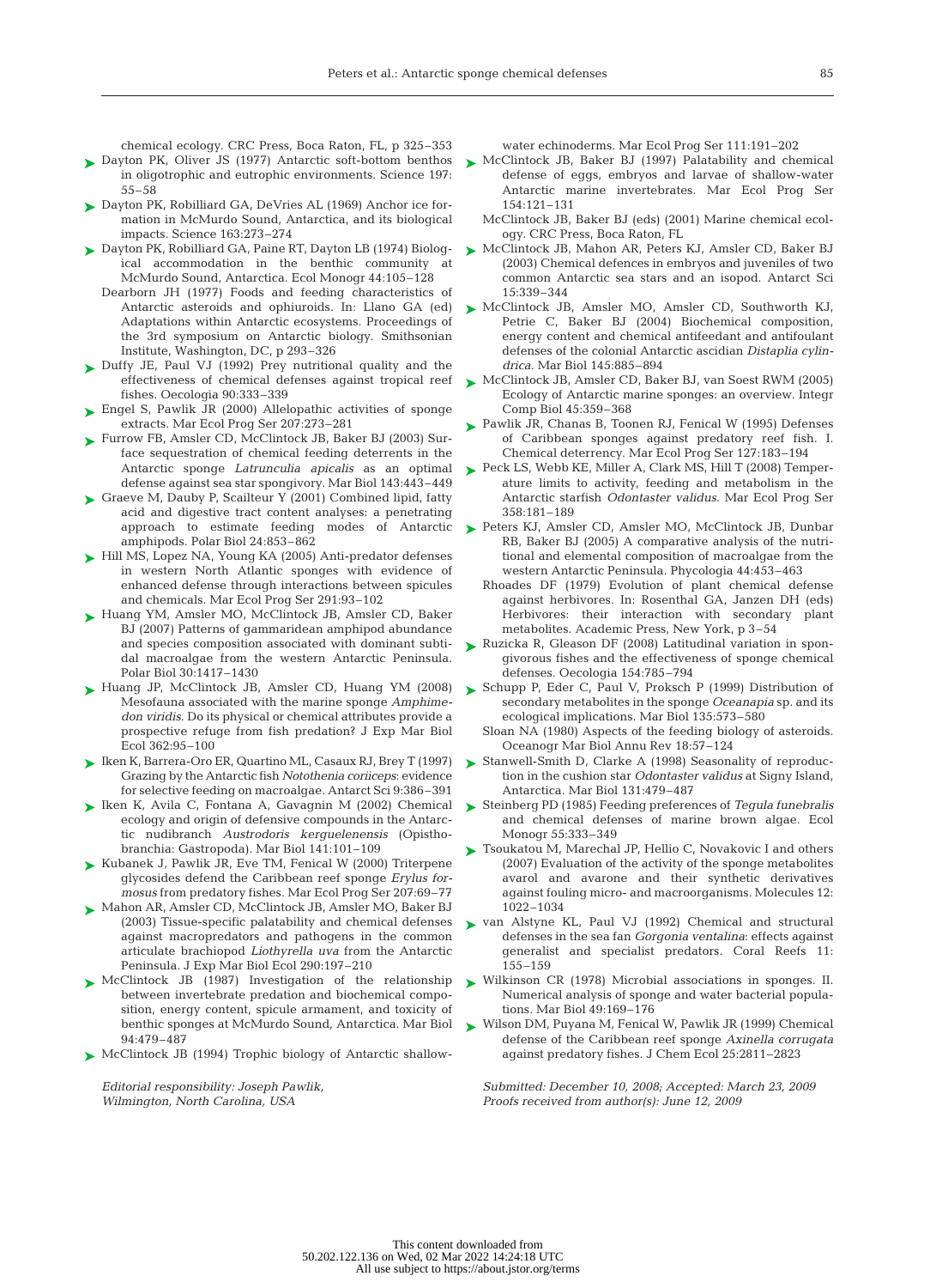chemical ecology. CRC Press, Boca Raton, FL, p 325–353

Dayton PK, Oliver JS (1977) Antarctic soft-bottom benthos in oligotrophic and eutrophic environments. Science 197: 55–58

Dayton PK, Robilliard GA, DeVries AL (1969) Anchor ice formation in McMurdo Sound, Antarctica, and its biological impacts. Science 163:273–274

Dayton PK, Robilliard GA, Paine RT, Dayton LB (1974) Biological accommodation in the benthic community at McMurdo Sound, Antarctica. Ecol Monogr 44:105–128

Dearborn JH (1977) Foods and feeding characteristics of Antarctic asteroids and ophiuroids. In: Llano GA (ed) Adaptations within Antarctic ecosystems. Proceedings of the 3rd symposium on Antarctic biology. Smithsonian Institute, Washington, DC, p 293–326

Duffy JE, Paul VJ (1992) Prey nutritional quality and the effectiveness of chemical defenses against tropical reef fishes. Oecologia 90:333–339

Engel S, Pawlik JR (2000) Allelopathic activities of sponge extracts. Mar Ecol Prog Ser 207:273–281

Furrow FB, Amsler CD, McClintock JB, Baker BJ (2003) Surface sequestration of chemical feeding deterrents in the Antarctic sponge *Latrunculia apicalis* as an optimal defense against sea star spongivory. Mar Biol 143:443–449

Graeve M, Dauby P, Scailteur Y (2001) Combined lipid, fatty acid and digestive tract content analyses: a penetrating approach to estimate feeding modes of Antarctic amphipods. Polar Biol 24:853–862

Hill MS, Lopez NA, Young KA (2005) Anti-predator defenses in western North Atlantic sponges with evidence of enhanced defense through interactions between spicules and chemicals. Mar Ecol Prog Ser 291:93–102

Huang YM, Amsler MO, McClintock JB, Amsler CD, Baker BJ (2007) Patterns of gammaridean amphipod abundance and species composition associated with dominant subtidal macroalgae from the western Antarctic Peninsula. Polar Biol 30:1417–1430

Huang JP, McClintock JB, Amsler CD, Huang YM (2008) Mesofauna associated with the marine sponge *Amphimedon viridis*. Do its physical or chemical attributes provide a prospective refuge from fish predation? J Exp Mar Biol Ecol 362:95–100

Iken K, Barrera-Oro ER, Quartino ML, Casaux RJ, Brey T (1997) Grazing by the Antarctic fish *Notothenia coriiceps*: evidence for selective feeding on macroalgae. Antarct Sci 9:386–391

Iken K, Avila C, Fontana A, Gavagnin M (2002) Chemical ecology and origin of defensive compounds in the Antarctic nudibranch *Austrodoris kerguelenensis* (Opisthobranchia: Gastropoda). Mar Biol 141:101–109

Kubanek J, Pawlik JR, Eve TM, Fenical W (2000) Triterpene glycosides defend the Caribbean reef sponge *Erylus formosus* from predatory fishes. Mar Ecol Prog Ser 207:69–77

Mahon AR, Amsler CD, McClintock JB, Amsler MO, Baker BJ (2003) Tissue-specific palatability and chemical defenses against macropredators and pathogens in the common articulate brachiopod *Liothyrella uva* from the Antarctic Peninsula. J Exp Mar Biol Ecol 290:197–210

McClintock JB (1987) Investigation of the relationship between invertebrate predation and biochemical composition, energy content, spicule armament, and toxicity of benthic sponges at McMurdo Sound, Antarctica. Mar Biol 94:479–487

McClintock JB (1994) Trophic biology of Antarctic shallow-water echinoderms. Mar Ecol Prog Ser 111:191–202

McClintock JB, Baker BJ (1997) Palatability and chemical defense of eggs, embryos and larvae of shallow-water Antarctic marine invertebrates. Mar Ecol Prog Ser 154:121–131

McClintock JB, Baker BJ (eds) (2001) Marine chemical ecology. CRC Press, Boca Raton, FL

McClintock JB, Mahon AR, Peters KJ, Amsler CD, Baker BJ (2003) Chemical defences in embryos and juveniles of two common Antarctic sea stars and an isopod. Antarct Sci 15:339–344

McClintock JB, Amsler MO, Amsler CD, Southworth KJ, Petrie C, Baker BJ (2004) Biochemical composition, energy content and chemical antifeedant and antifoulant defenses of the colonial Antarctic ascidian *Distaplia cylindrica*. Mar Biol 145:885–894

McClintock JB, Amsler CD, Baker BJ, van Soest RWM (2005) Ecology of Antarctic marine sponges: an overview. Integr Comp Biol 45:359–368

Pawlik JR, Chanas B, Toonen RJ, Fenical W (1995) Defenses of Caribbean sponges against predatory reef fish. I. Chemical deterrency. Mar Ecol Prog Ser 127:183–194

Peck LS, Webb KE, Miller A, Clark MS, Hill T (2008) Temperature limits to activity, feeding and metabolism in the Antarctic starfish *Odontaster validus*. Mar Ecol Prog Ser 358:181–189

Peters KJ, Amsler CD, Amsler MO, McClintock JB, Dunbar RB, Baker BJ (2005) A comparative analysis of the nutritional and elemental composition of macroalgae from the western Antarctic Peninsula. Phycologia 44:453–463

Rhoades DF (1979) Evolution of plant chemical defense against herbivores. In: Rosenthal GA, Janzen DH (eds) Herbivores: their interaction with secondary plant metabolites. Academic Press, New York, p 3–54

Ruzicka R, Gleason DF (2008) Latitudinal variation in spongivorous fishes and the effectiveness of sponge chemical defenses. Oecologia 154:785–794

Schupp P, Eder C, Paul V, Proksch P (1999) Distribution of secondary metabolites in the sponge *Oceanapia* sp. and its ecological implications. Mar Biol 135:573–580

Sloan NA (1980) Aspects of the feeding biology of asteroids. Oceanogr Mar Biol Annu Rev 18:57–124

Stanwell-Smith D, Clarke A (1998) Seasonality of reproduction in the cushion star *Odontaster validus* at Signy Island, Antarctica. Mar Biol 131:479–487

Steinberg PD (1985) Feeding preferences of *Tegula funebralis* and chemical defenses of marine brown algae. Ecol Monogr 55:333–349

Tsoukatou M, Marechal JP, Hellio C, Novakovic I and others (2007) Evaluation of the activity of the sponge metabolites avarol and avarone and their synthetic derivatives against fouling micro- and macroorganisms. Molecules 12: 1022–1034

van Alstyne KL, Paul VJ (1992) Chemical and structural defenses in the sea fan *Gorgonia ventalina*: effects against generalist and specialist predators. Coral Reefs 11: 155–159

Wilkinson CR (1978) Microbial associations in sponges. II. Numerical analysis of sponge and water bacterial populations. Mar Biol 49:169–176

Wilson DM, Puyana M, Fenical W, Pawlik JR (1999) Chemical defense of the Caribbean reef sponge *Axinella corrugata* against predatory fishes. J Chem Ecol 25:2811–2823

*Editorial responsibility: Joseph Pawlik, Wilmington, North Carolina, USA*

*Submitted: December 10, 2008; Accepted: March 23, 2009*
*Proofs received from author(s): June 12, 2009*